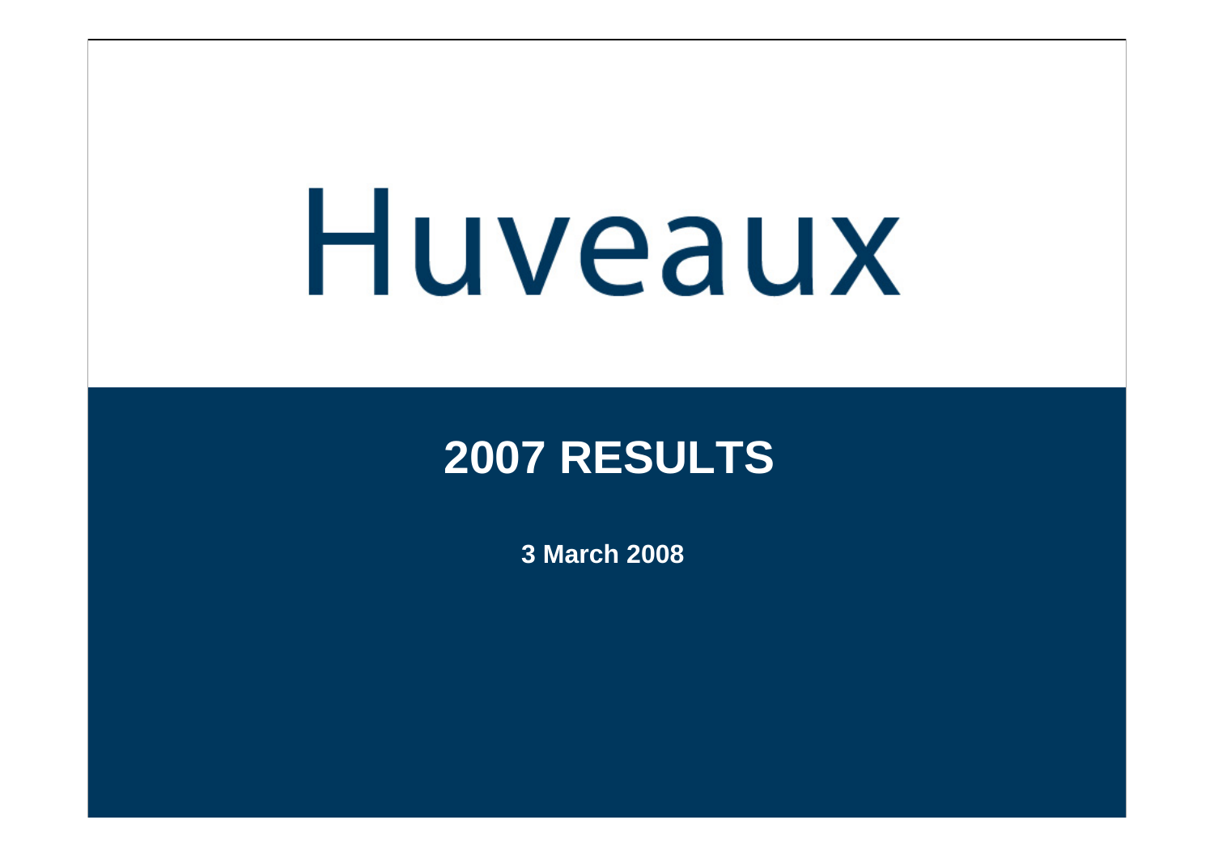# Huveaux

## 2007 RESULTS

**3 March 2008**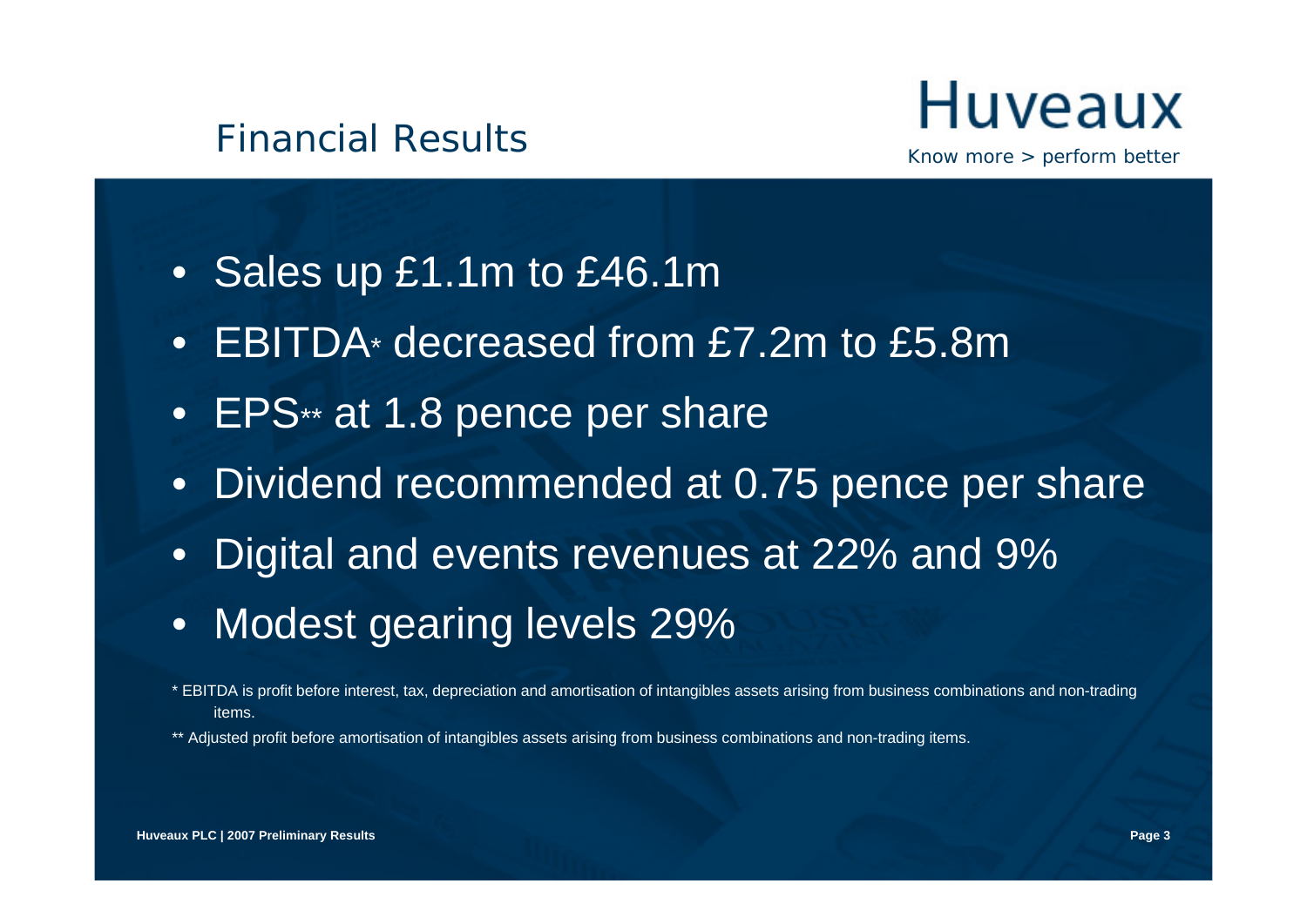# Financial Results

**Huveaux**

*Know more > perform better*

- Sales up £1.1m to £46.1m
- EBITDA* decreased from £7.2m to £5.8m
- EPS** at 1.8 pence per share
- Dividend recommended at 0.75 pence per share
- Digital and events revenues at 22% and 9%
- Modest gearing levels 29%

* EBITDA is profit before interest, tax, depreciation and amortisation of intangibles assets arising from business combinations and non-trading items.

** Adjusted profit before amortisation of intangibles assets arising from business combinations and non-trading items.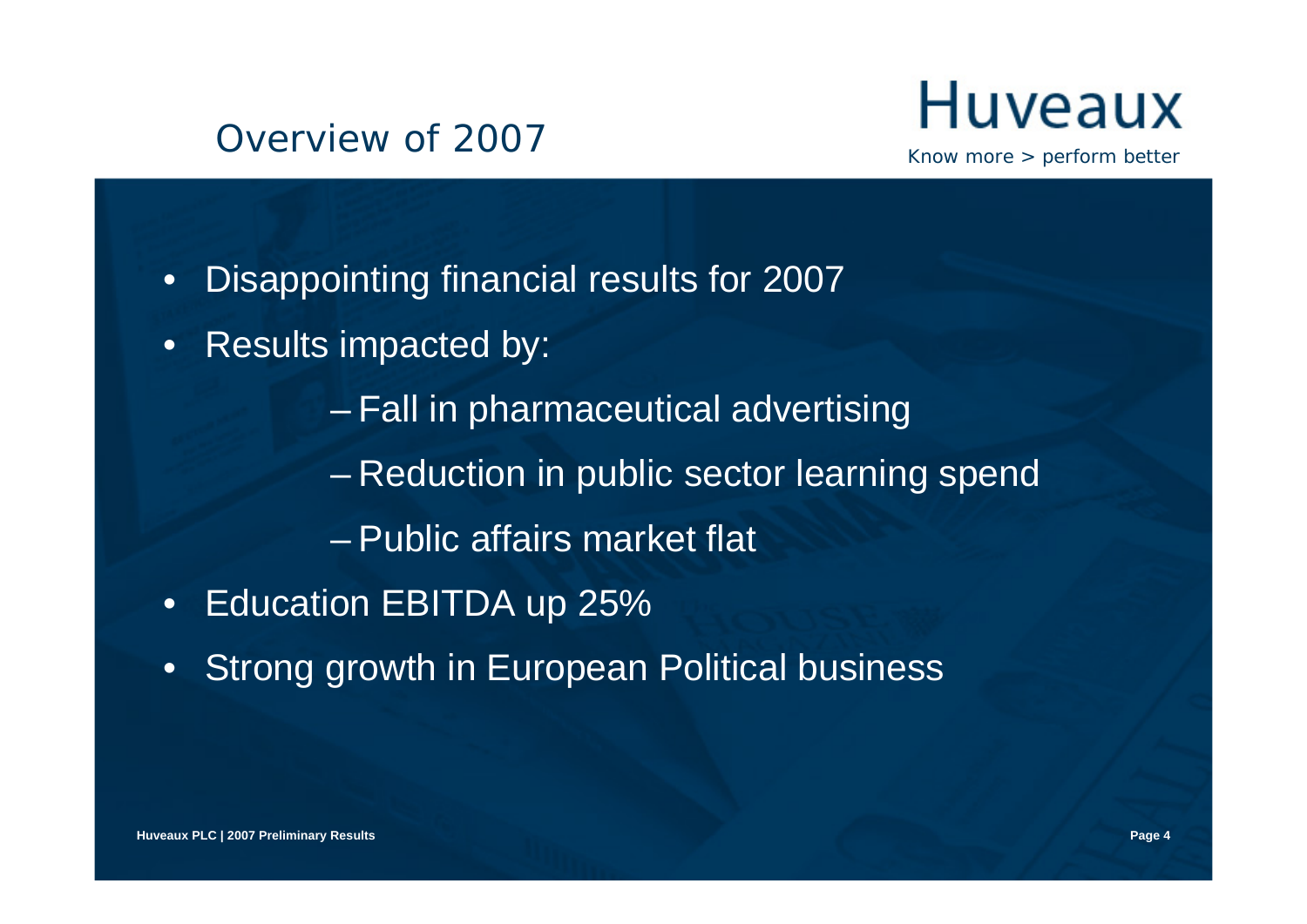# Overview of 2007

Huveaux

Know more > perform better

- Disappointing financial results for 2007
- Results impacted by:
  - Fall in pharmaceutical advertising
  - Reduction in public sector learning spend
  - Public affairs market flat
- Education EBITDA up 25%
- Strong growth in European Political business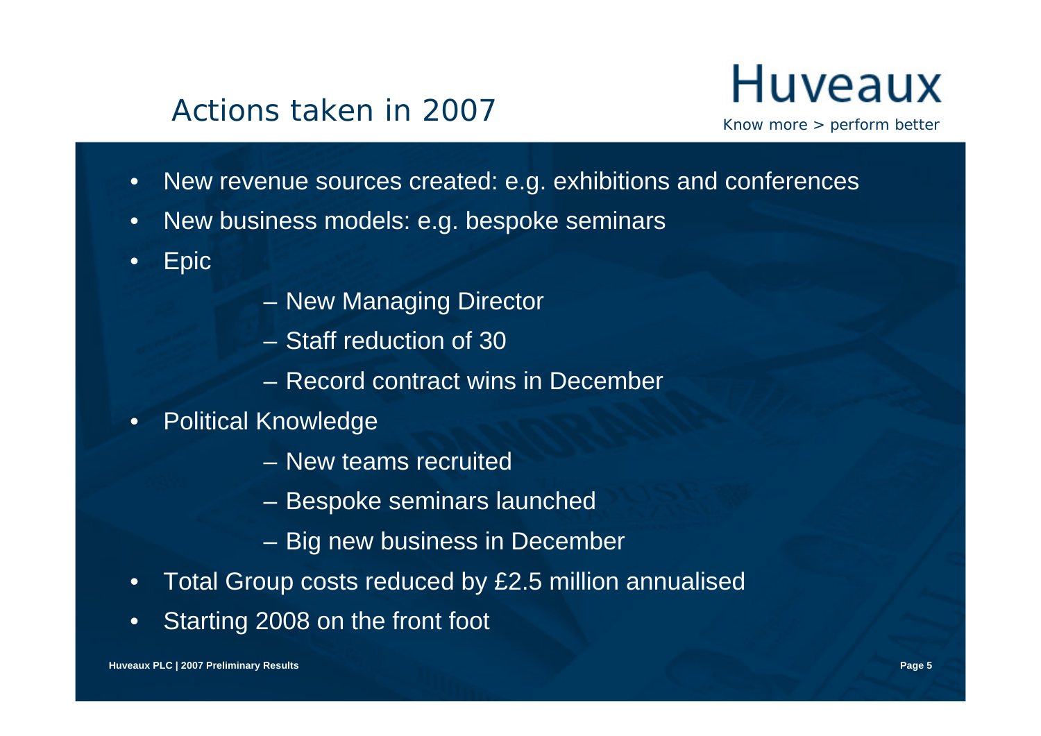# Actions taken in 2007

Huveaux

*Know more > perform better*

- New revenue sources created: e.g. exhibitions and conferences
- New business models: e.g. bespoke seminars
- Epic
  - New Managing Director
  - Staff reduction of 30
  - Record contract wins in December
- Political Knowledge
  - New teams recruited
  - Bespoke seminars launched
  - Big new business in December
- Total Group costs reduced by £2.5 million annualised
- Starting 2008 on the front foot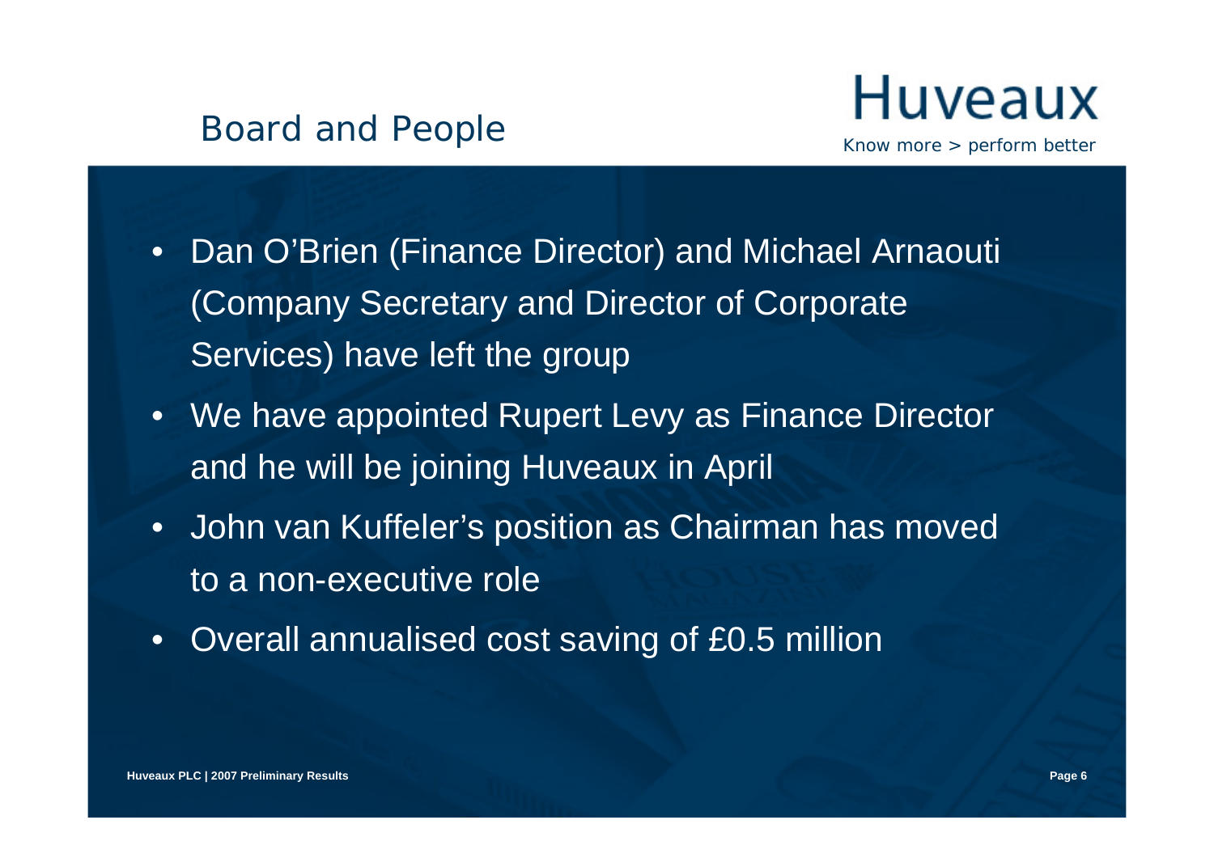# Board and People

- Dan O'Brien (Finance Director) and Michael Arnaouti (Company Secretary and Director of Corporate Services) have left the group
- We have appointed Rupert Levy as Finance Director and he will be joining Huveaux in April
- John van Kuffeler's position as Chairman has moved to a non-executive role
- Overall annualised cost saving of £0.5 million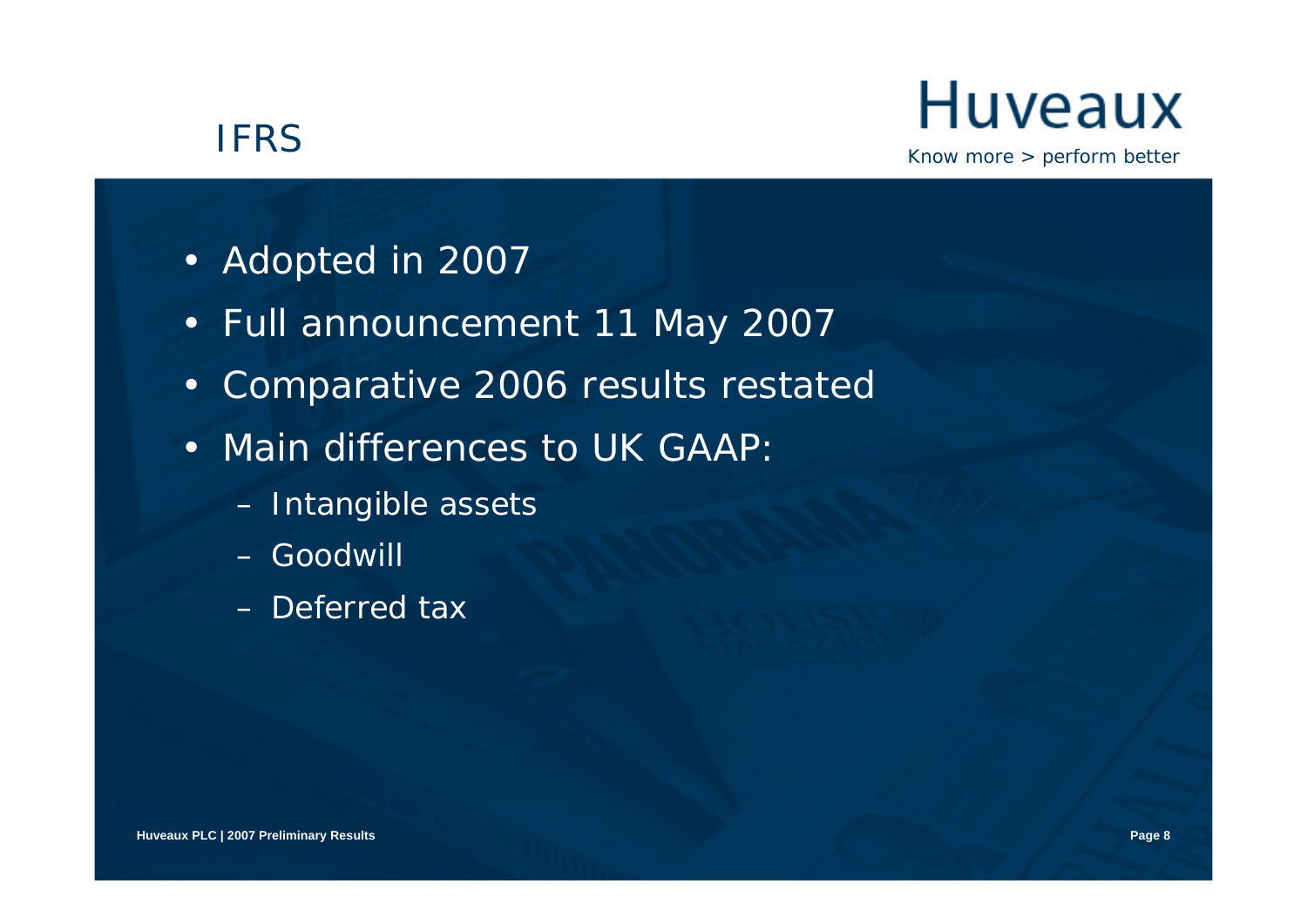# IFRS

Huveaux

*Know more > perform better*

- Adopted in 2007
- Full announcement 11 May 2007
- Comparative 2006 results restated
- Main differences to UK GAAP:
  - Intangible assets
  - Goodwill
  - Deferred tax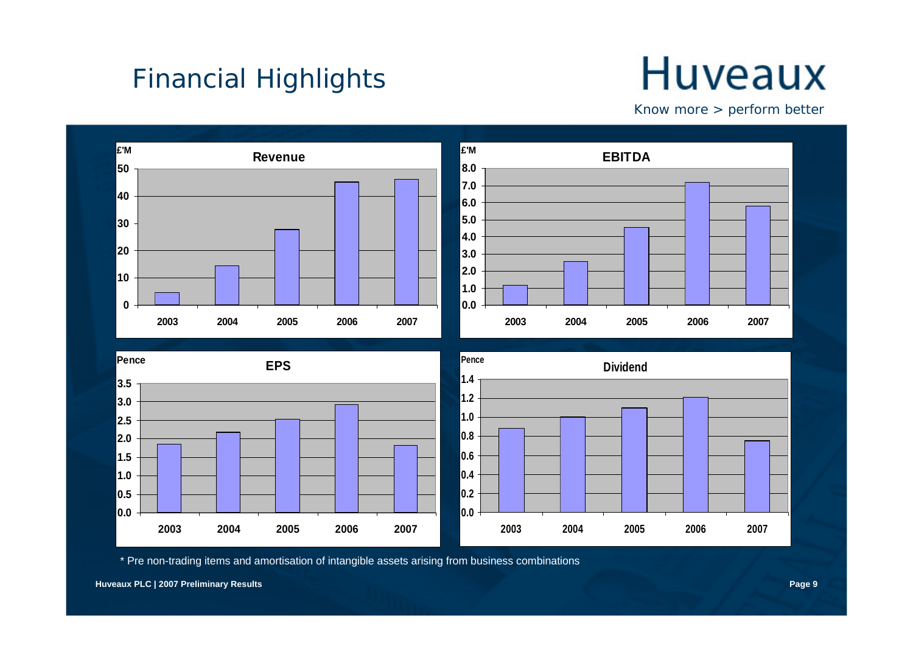# Financial Highlights

Huveaux
Know more > perform better

**Revenue** (£'M)

| | 2003 | 2004 | 2005 | 2006 | 2007 |
|---|---|---|---|---|---|

**EBITDA** (£'M)

| | 2003 | 2004 | 2005 | 2006 | 2007 |
|---|---|---|---|---|---|

**EPS** (Pence)

| | 2003 | 2004 | 2005 | 2006 | 2007 |
|---|---|---|---|---|---|

**Dividend** (Pence)

| | 2003 | 2004 | 2005 | 2006 | 2007 |
|---|---|---|---|---|---|

\* Pre non-trading items and amortisation of intangible assets arising from business combinations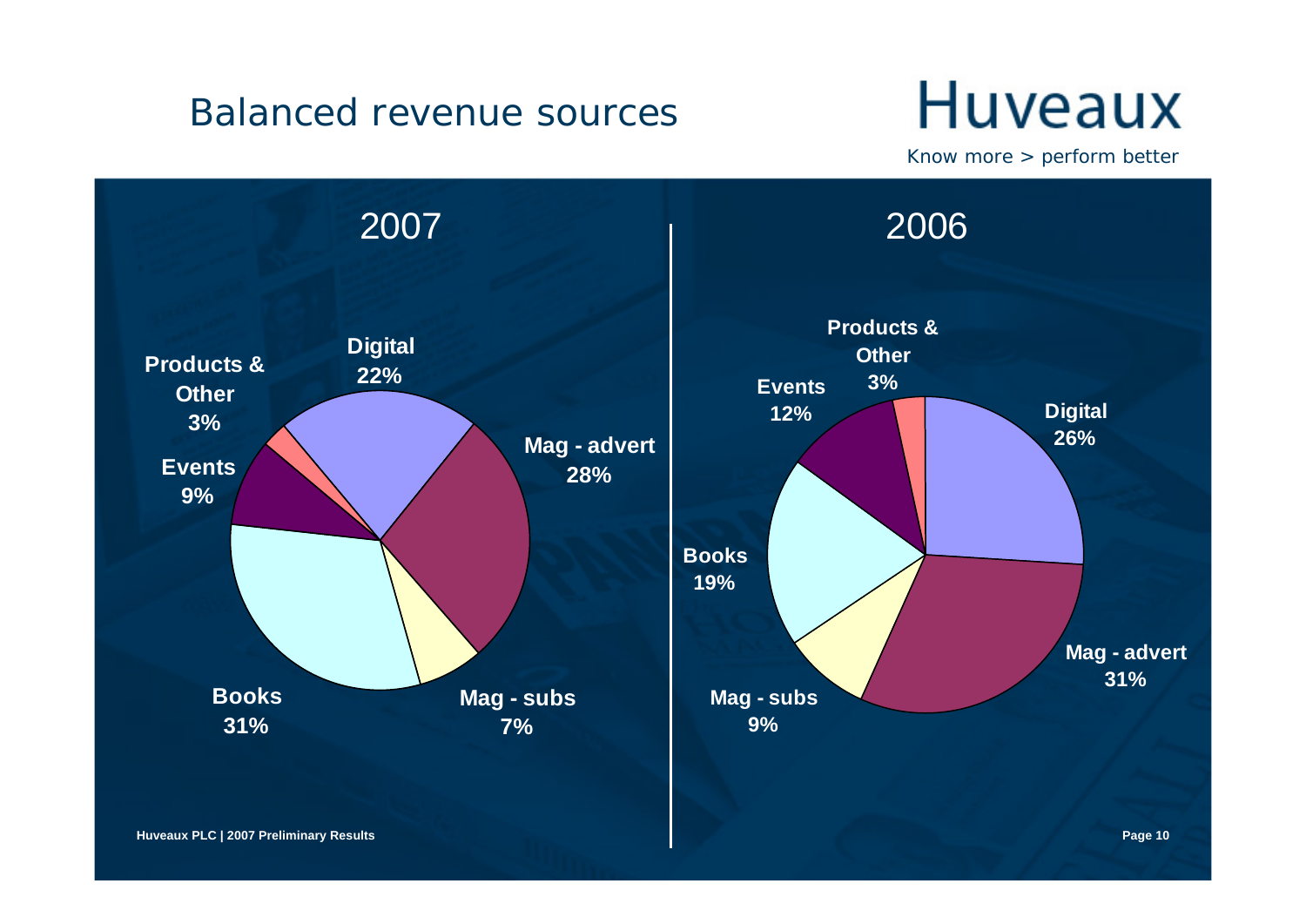# Balanced revenue sources

Huveaux

*Know more > perform better*

## 2007

| Segment | Share |
|---|---|
| Digital | 22% |
| Mag - advert | 28% |
| Mag - subs | 7% |
| Books | 31% |
| Events | 9% |
| Products & Other | 3% |

## 2006

| Segment | Share |
|---|---|
| Digital | 26% |
| Mag - advert | 31% |
| Mag - subs | 9% |
| Books | 19% |
| Events | 12% |
| Products & Other | 3% |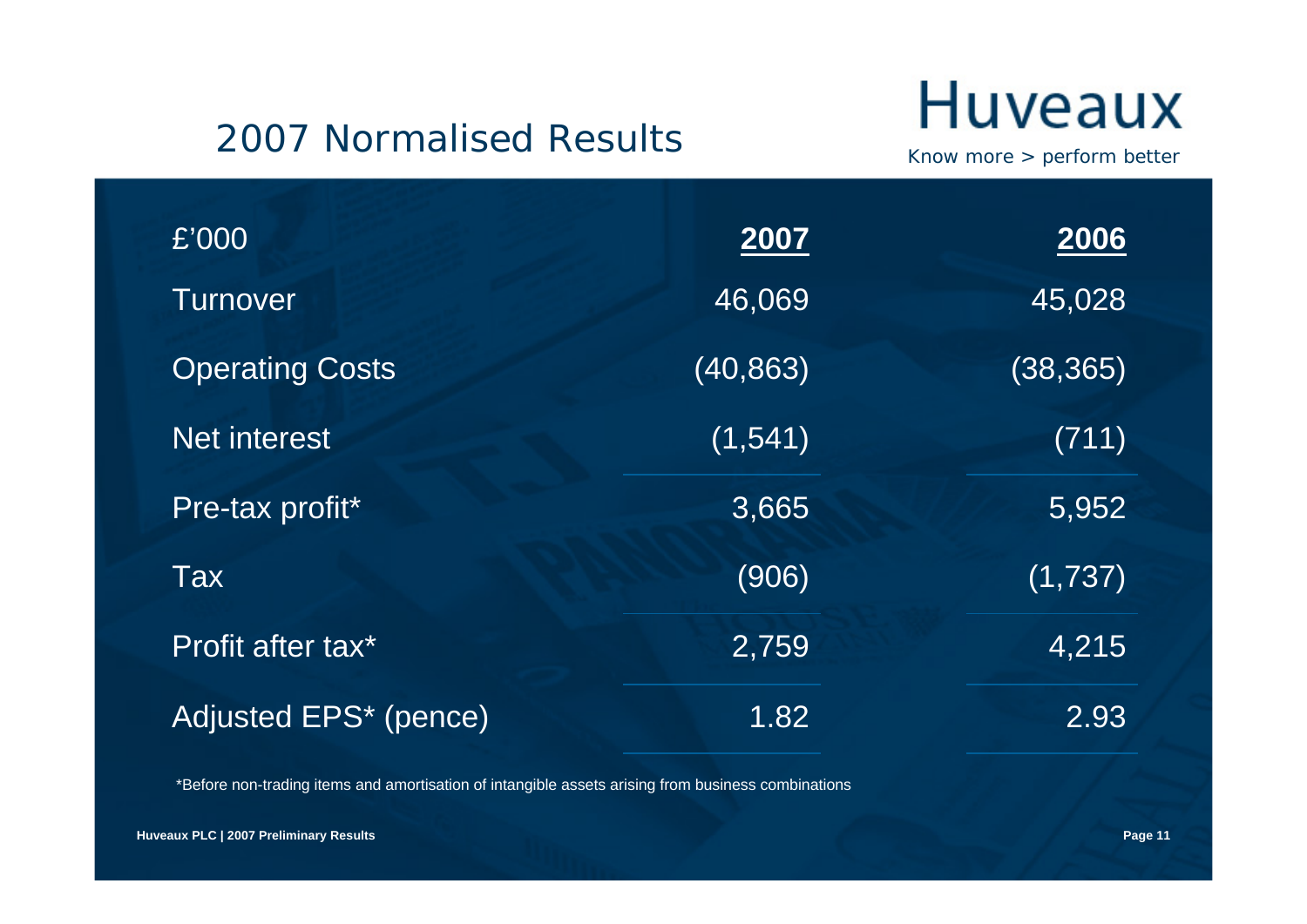# 2007 Normalised Results

Huveaux

*Know more > perform better*

| £'000 | 2007 | 2006 |
|---|---|---|
| Turnover | 46,069 | 45,028 |
| Operating Costs | (40,863) | (38,365) |
| Net interest | (1,541) | (711) |
| Pre-tax profit* | 3,665 | 5,952 |
| Tax | (906) | (1,737) |
| Profit after tax* | 2,759 | 4,215 |
| Adjusted EPS* (pence) | 1.82 | 2.93 |

*Before non-trading items and amortisation of intangible assets arising from business combinations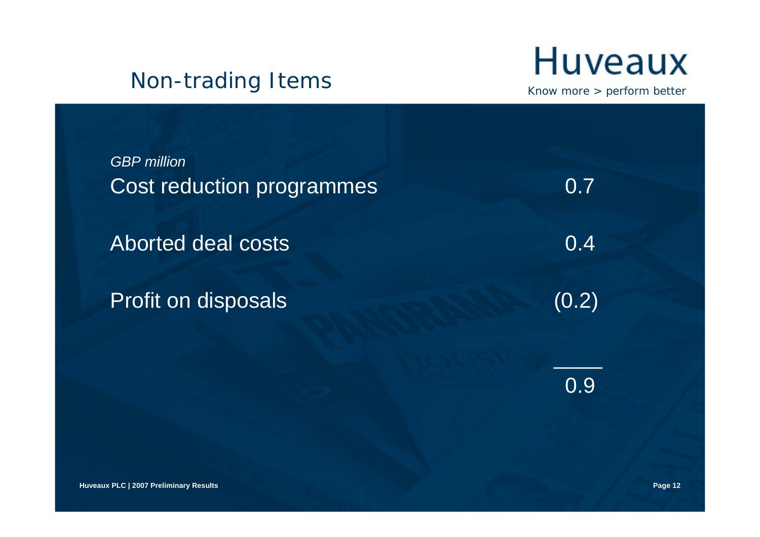# Non-trading Items

**Huveaux**

Know more > perform better

| *GBP million* | |
|---|---|
| Cost reduction programmes | 0.7 |
| Aborted deal costs | 0.4 |
| Profit on disposals | (0.2) |
| | 0.9 |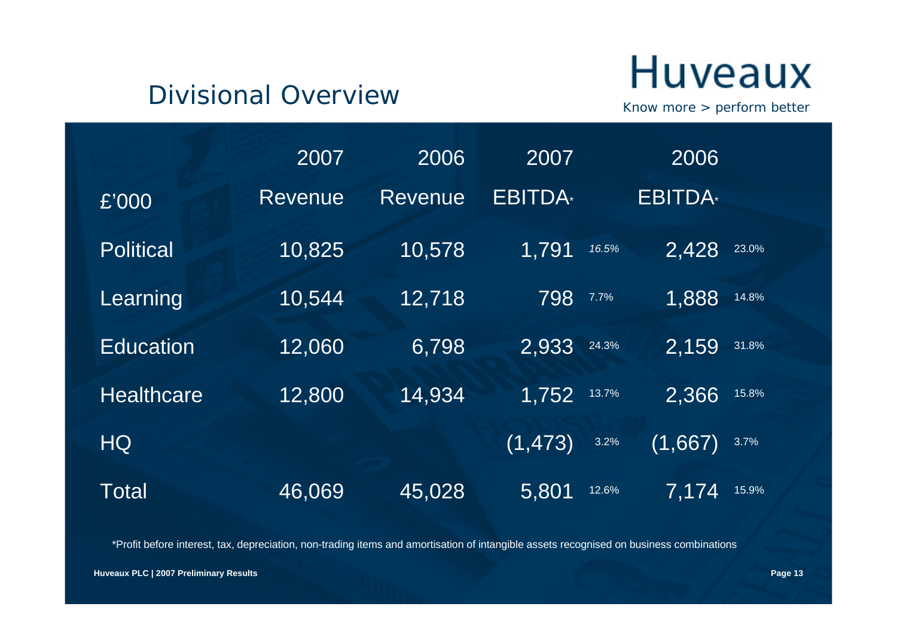# Divisional Overview

| £'000 | 2007 Revenue | 2006 Revenue | 2007 EBITDA* | | 2006 EBITDA* | |
|---|---|---|---|---|---|---|
| Political | 10,825 | 10,578 | 1,791 | *16.5%* | 2,428 | 23.0% |
| Learning | 10,544 | 12,718 | 798 | 7.7% | 1,888 | 14.8% |
| Education | 12,060 | 6,798 | 2,933 | 24.3% | 2,159 | 31.8% |
| Healthcare | 12,800 | 14,934 | 1,752 | 13.7% | 2,366 | 15.8% |
| HQ | | | (1,473) | 3.2% | (1,667) | 3.7% |
| Total | 46,069 | 45,028 | 5,801 | 12.6% | 7,174 | 15.9% |

*Profit before interest, tax, depreciation, non-trading items and amortisation of intangible assets recognised on business combinations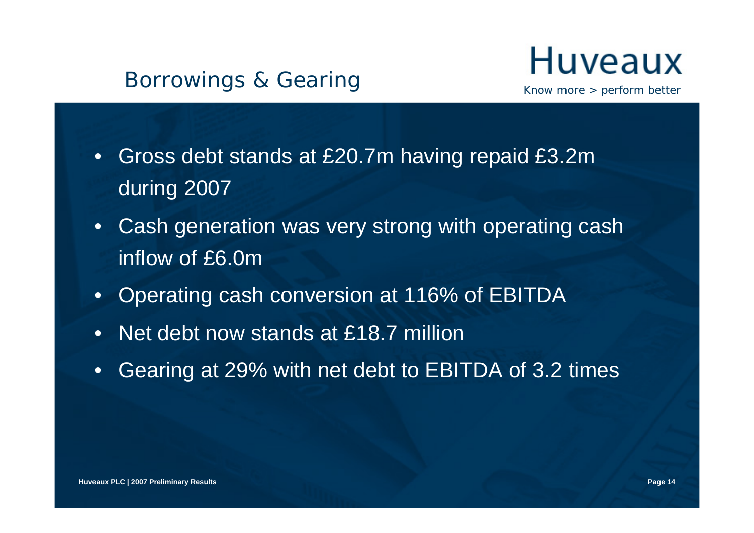# Borrowings & Gearing

- Gross debt stands at £20.7m having repaid £3.2m during 2007
- Cash generation was very strong with operating cash inflow of £6.0m
- Operating cash conversion at 116% of EBITDA
- Net debt now stands at £18.7 million
- Gearing at 29% with net debt to EBITDA of 3.2 times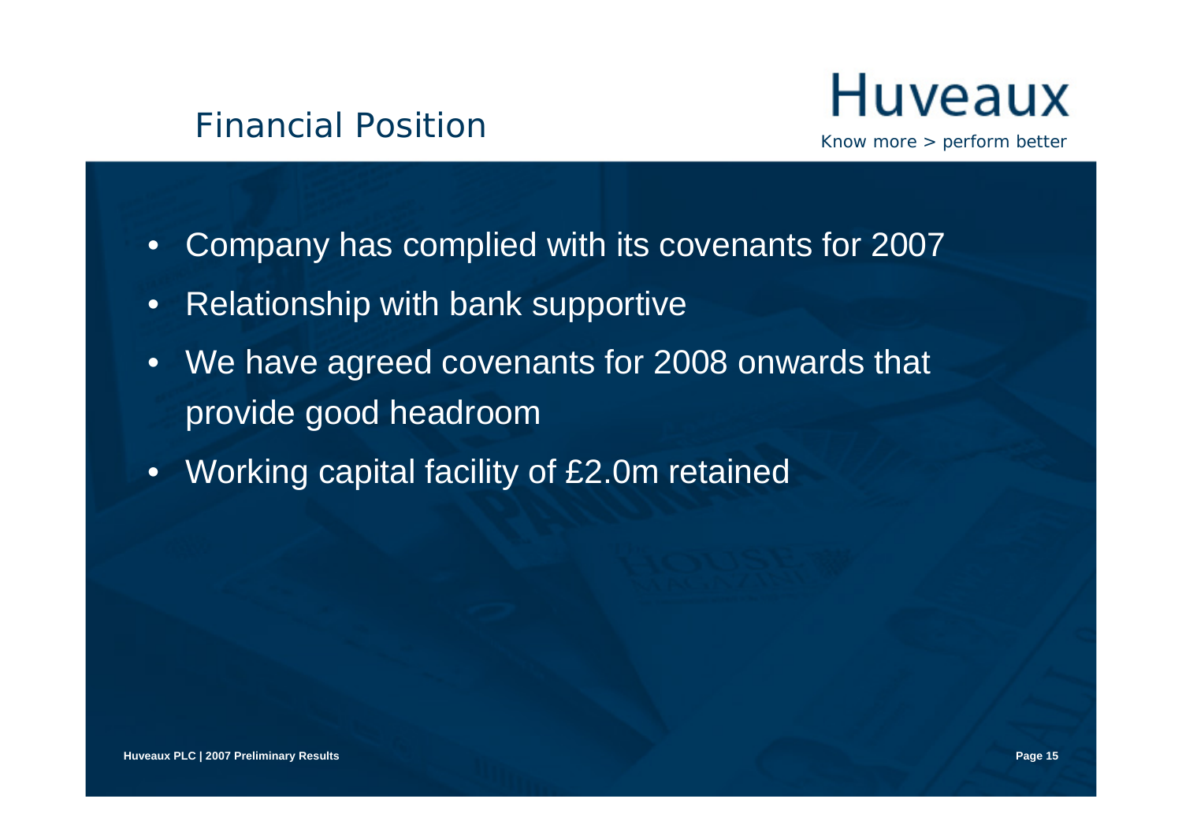# Financial Position

Huveaux

*Know more > perform better*

- Company has complied with its covenants for 2007
- Relationship with bank supportive
- We have agreed covenants for 2008 onwards that provide good headroom
- Working capital facility of £2.0m retained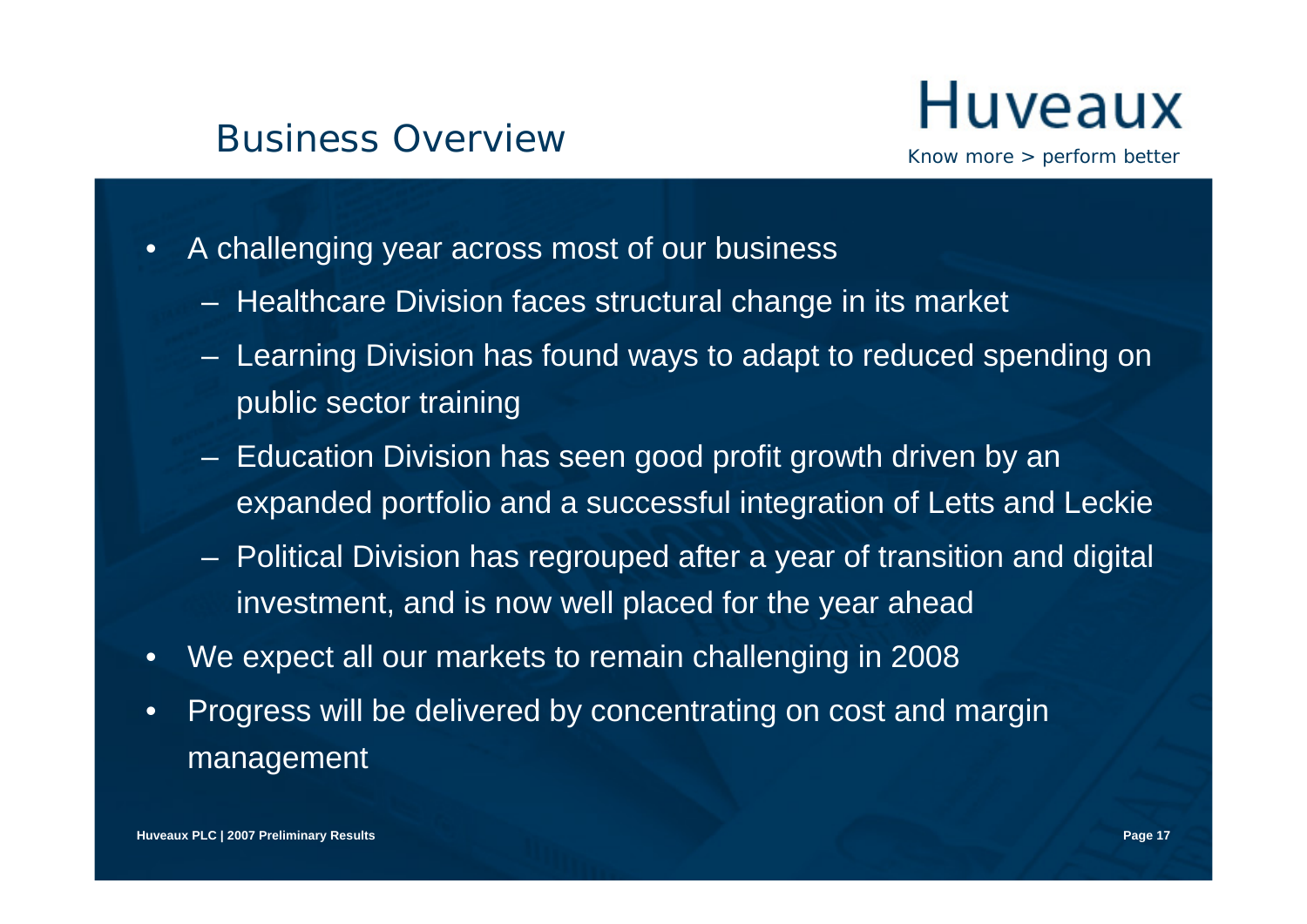# Business Overview

**Huveaux**
*Know more > perform better*

- A challenging year across most of our business
  - Healthcare Division faces structural change in its market
  - Learning Division has found ways to adapt to reduced spending on public sector training
  - Education Division has seen good profit growth driven by an expanded portfolio and a successful integration of Letts and Leckie
  - Political Division has regrouped after a year of transition and digital investment, and is now well placed for the year ahead
- We expect all our markets to remain challenging in 2008
- Progress will be delivered by concentrating on cost and margin management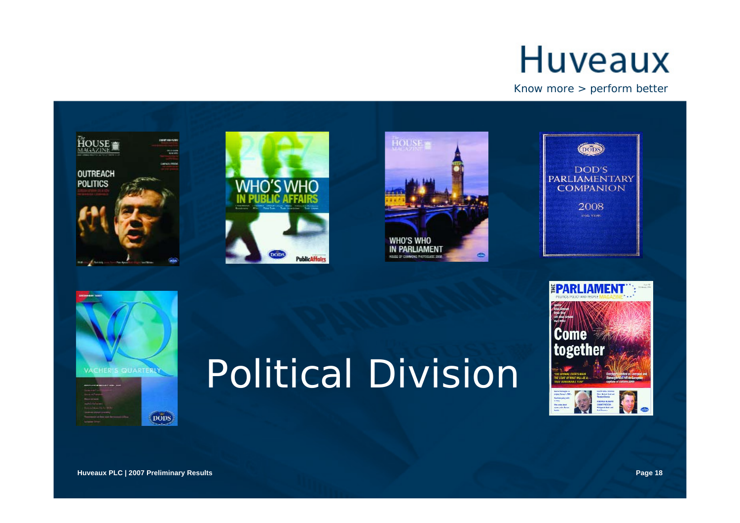Huveaux

Know more > perform better

# Political Division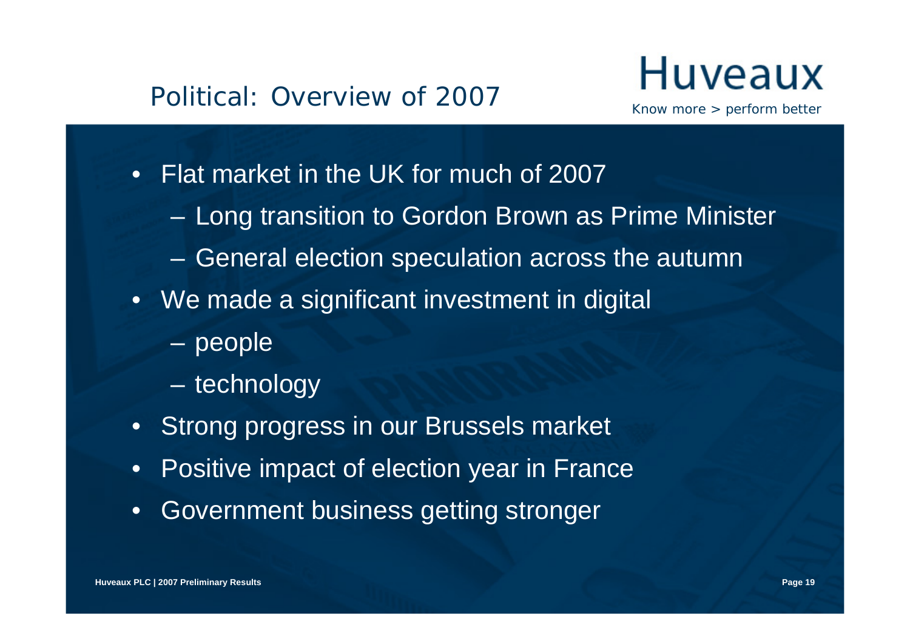## Political: Overview of 2007

Huveaux

*Know more > perform better*

- Flat market in the UK for much of 2007
  - Long transition to Gordon Brown as Prime Minister
  - General election speculation across the autumn
- We made a significant investment in digital
  - people
  - technology
- Strong progress in our Brussels market
- Positive impact of election year in France
- Government business getting stronger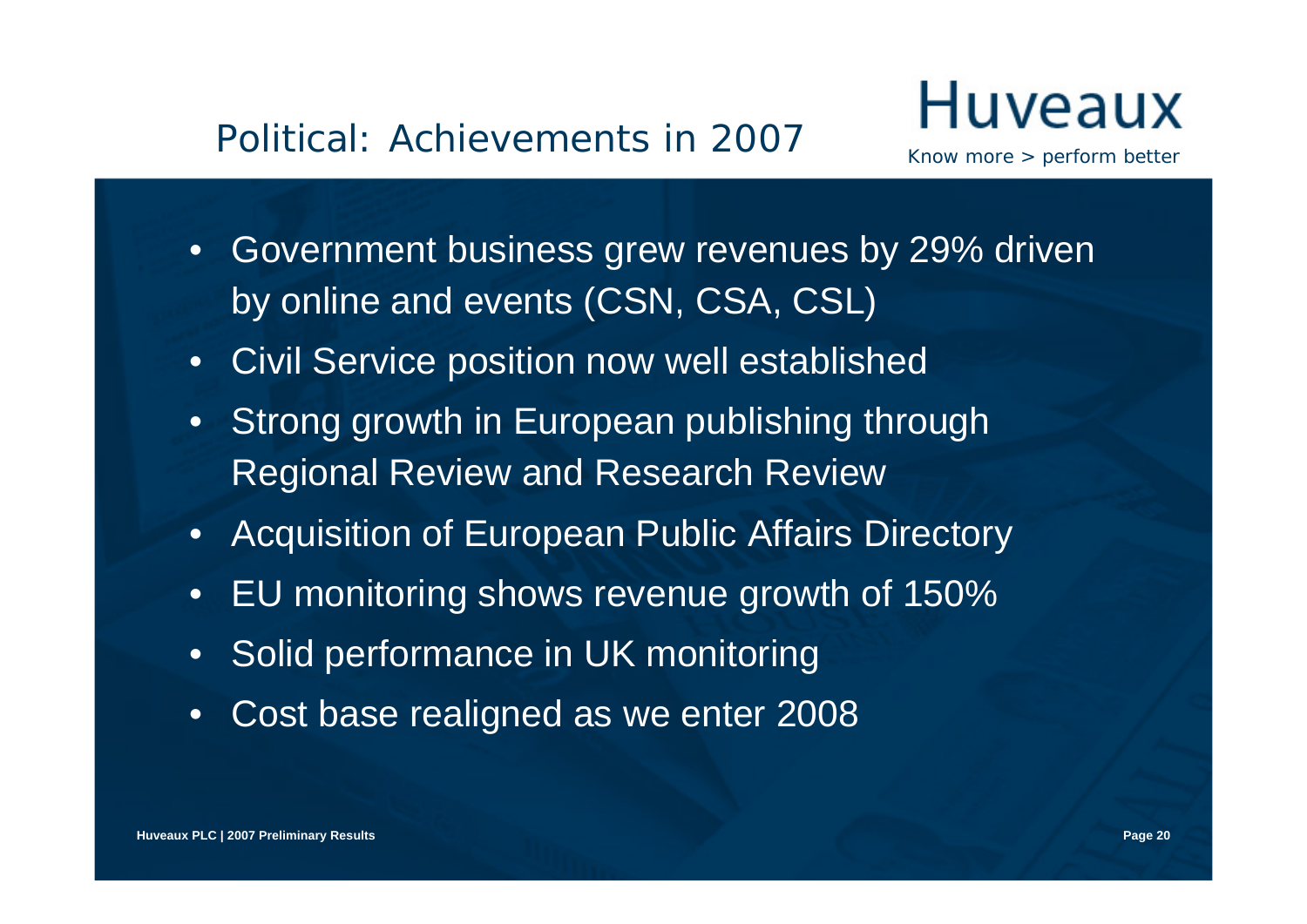# Political: Achievements in 2007

Huveaux

*Know more > perform better*

- Government business grew revenues by 29% driven by online and events (CSN, CSA, CSL)
- Civil Service position now well established
- Strong growth in European publishing through Regional Review and Research Review
- Acquisition of European Public Affairs Directory
- EU monitoring shows revenue growth of 150%
- Solid performance in UK monitoring
- Cost base realigned as we enter 2008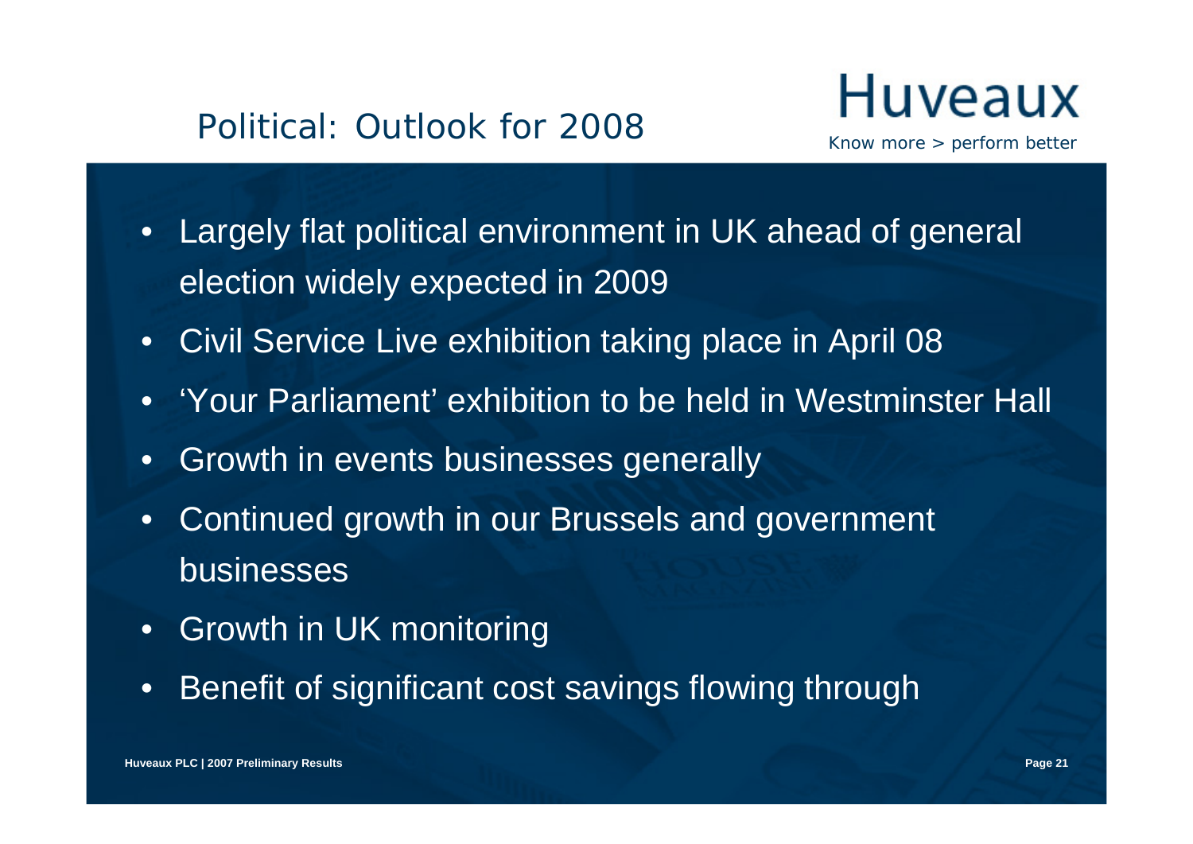# Political: Outlook for 2008

Huveaux

*Know more > perform better*

- Largely flat political environment in UK ahead of general election widely expected in 2009
- Civil Service Live exhibition taking place in April 08
- 'Your Parliament' exhibition to be held in Westminster Hall
- Growth in events businesses generally
- Continued growth in our Brussels and government businesses
- Growth in UK monitoring
- Benefit of significant cost savings flowing through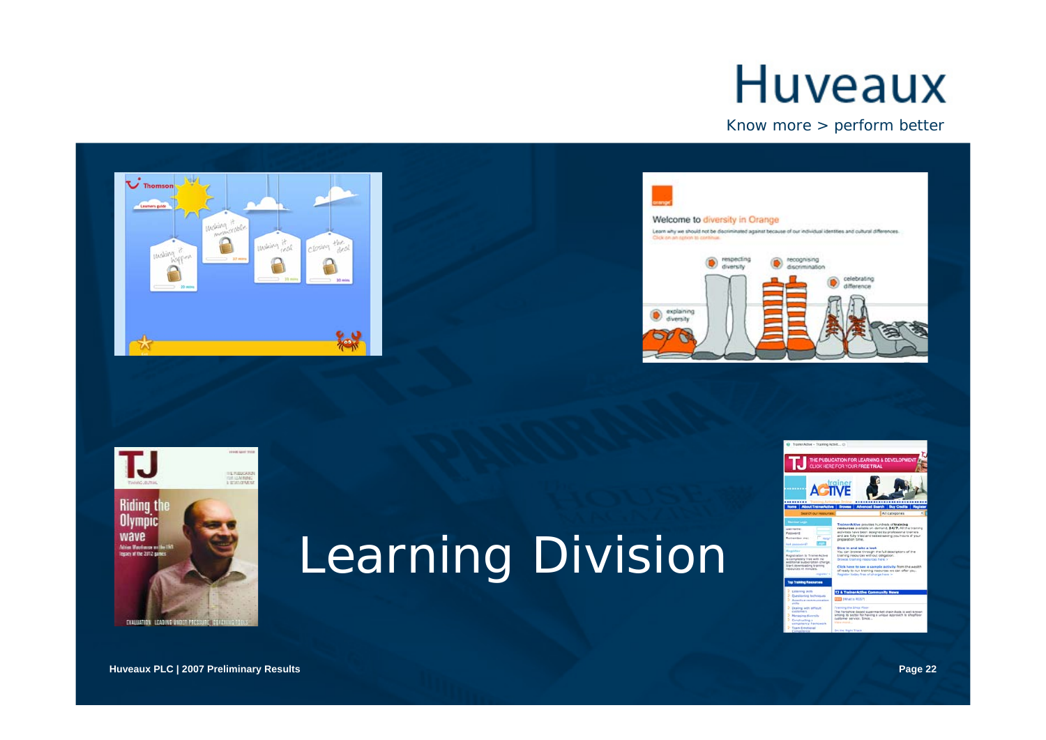# Learning Division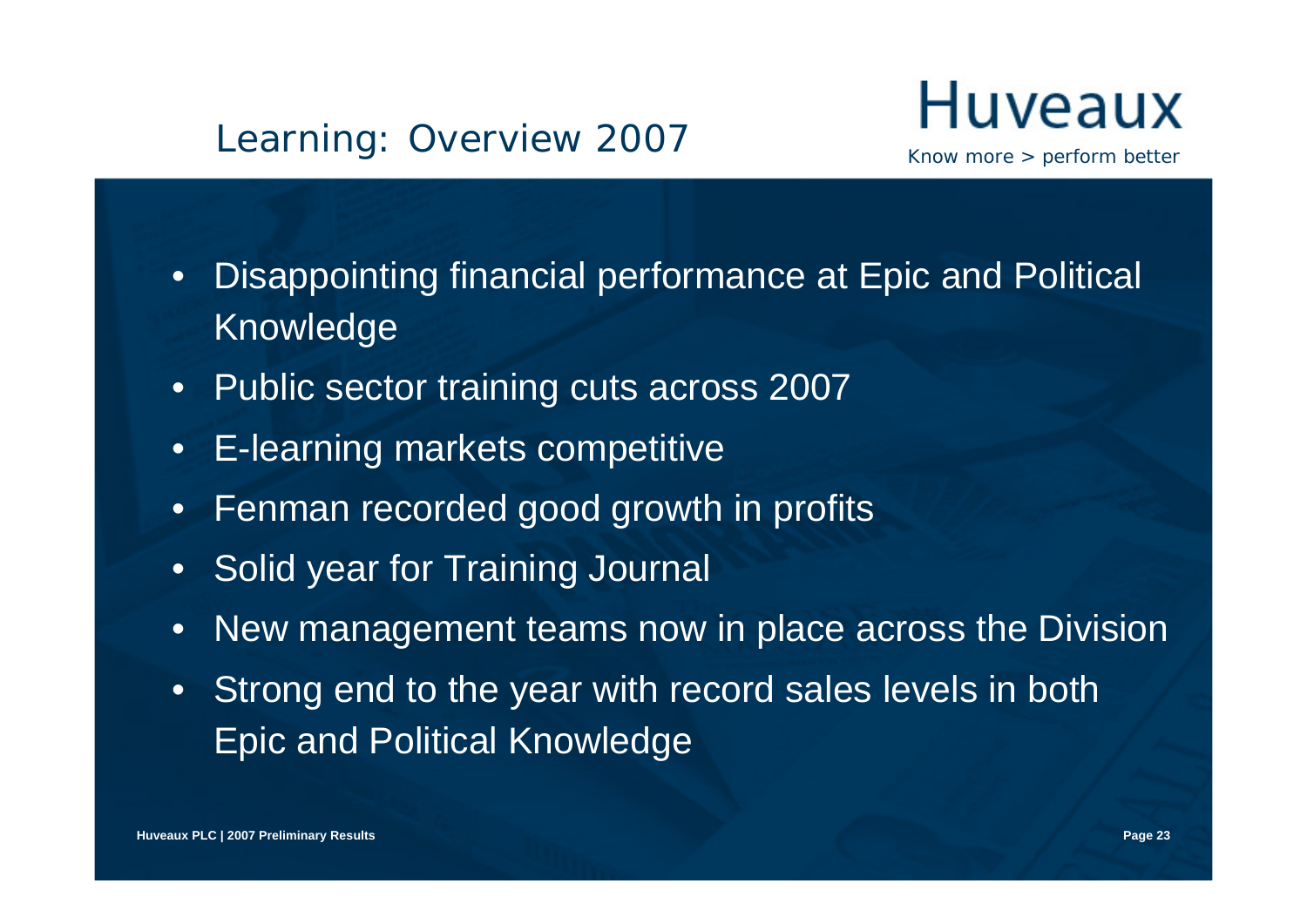# Learning: Overview 2007

- Disappointing financial performance at Epic and Political Knowledge
- Public sector training cuts across 2007
- E-learning markets competitive
- Fenman recorded good growth in profits
- Solid year for Training Journal
- New management teams now in place across the Division
- Strong end to the year with record sales levels in both Epic and Political Knowledge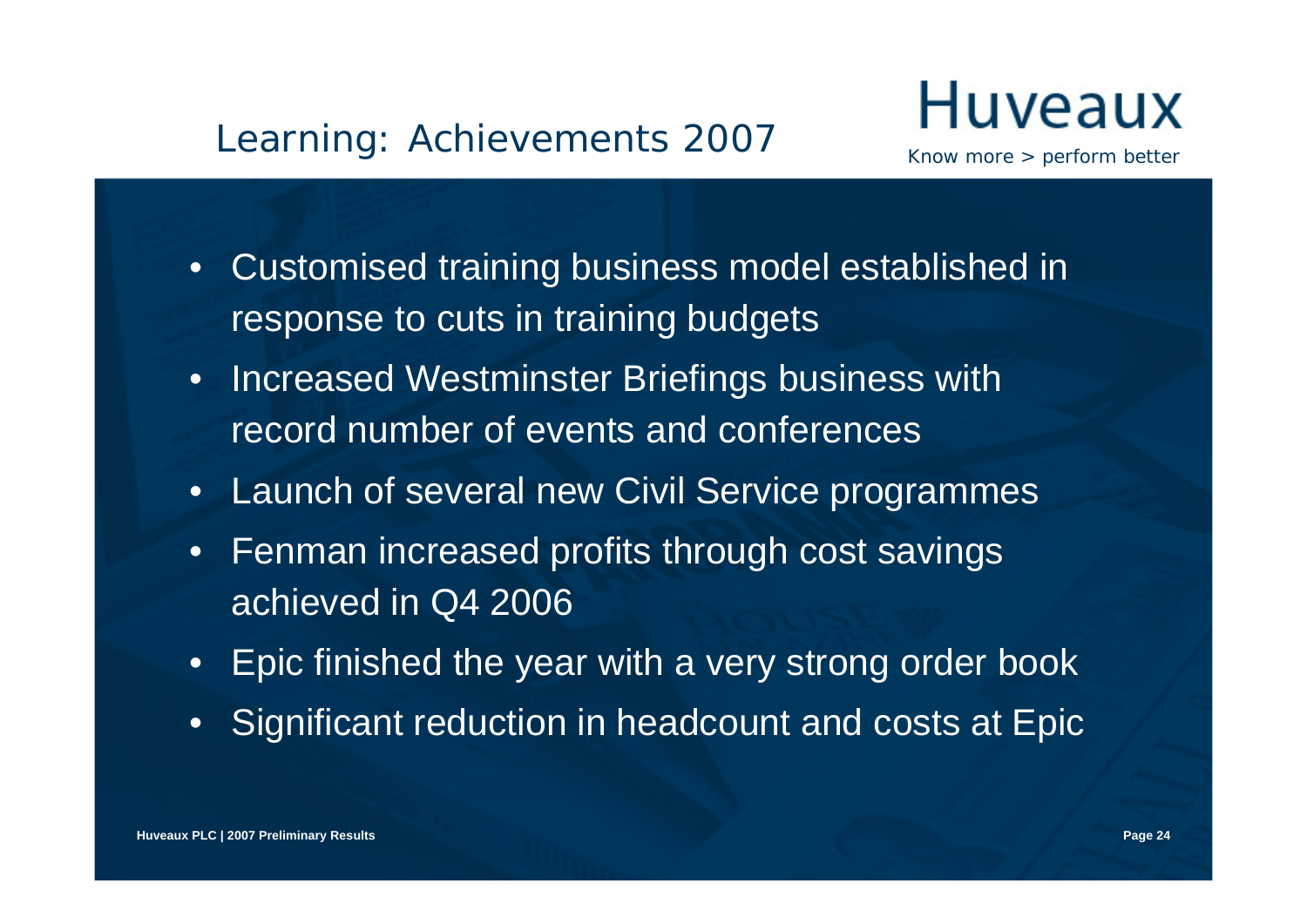# Learning: Achievements 2007

Huveaux

Know more > perform better

- Customised training business model established in response to cuts in training budgets
- Increased Westminster Briefings business with record number of events and conferences
- Launch of several new Civil Service programmes
- Fenman increased profits through cost savings achieved in Q4 2006
- Epic finished the year with a very strong order book
- Significant reduction in headcount and costs at Epic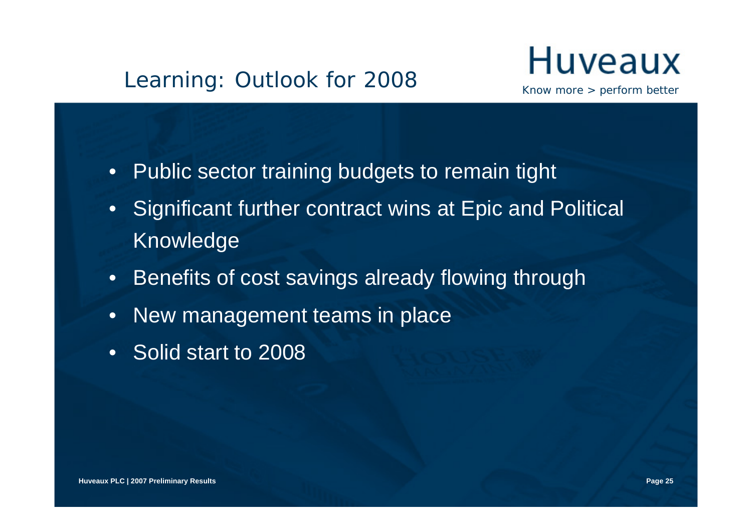## Learning: Outlook for 2008

Huveaux

*Know more > perform better*

- Public sector training budgets to remain tight
- Significant further contract wins at Epic and Political Knowledge
- Benefits of cost savings already flowing through
- New management teams in place
- Solid start to 2008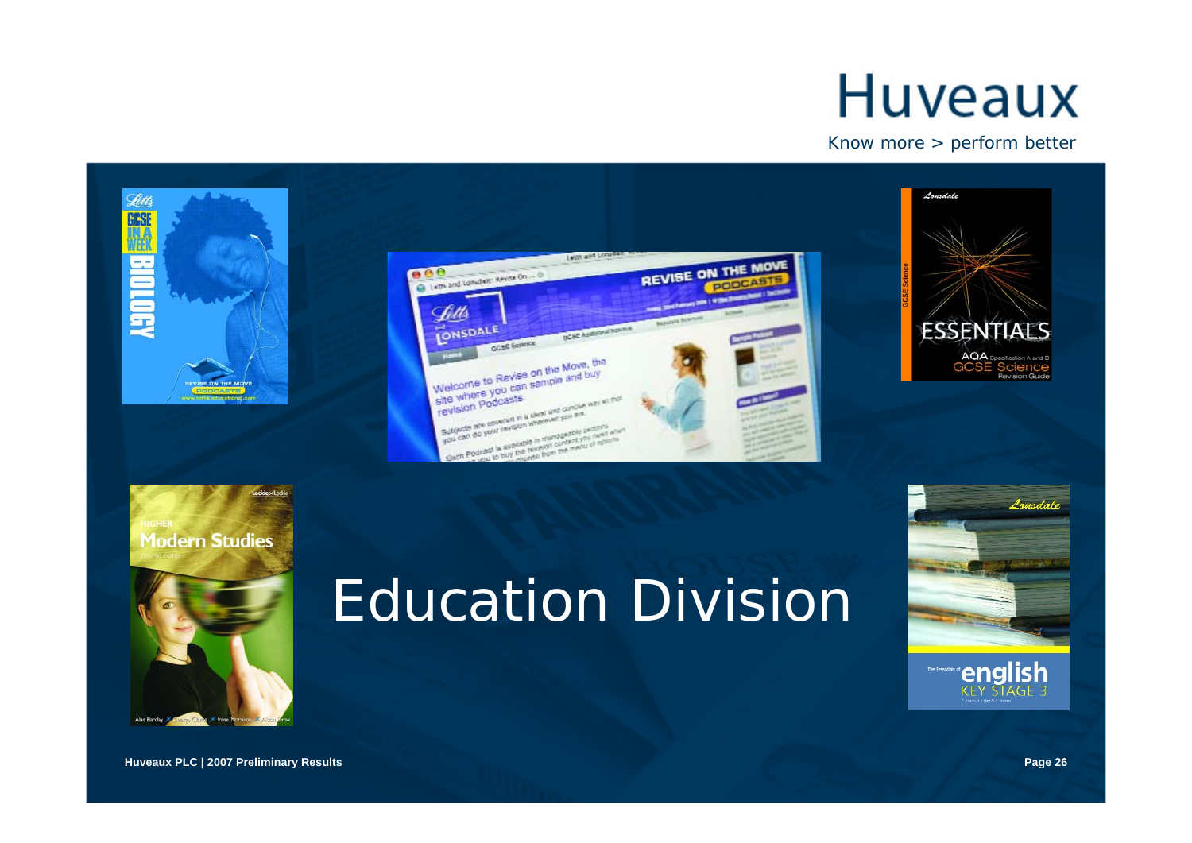Huveaux

Know more > perform better

# Education Division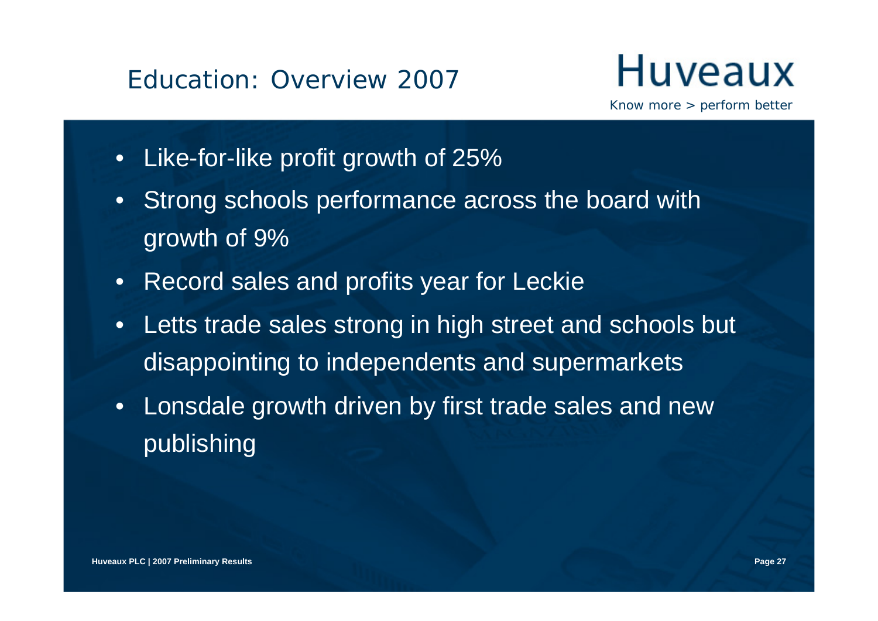# Education: Overview 2007

**Huveaux**

*Know more > perform better*

- Like-for-like profit growth of 25%
- Strong schools performance across the board with growth of 9%
- Record sales and profits year for Leckie
- Letts trade sales strong in high street and schools but disappointing to independents and supermarkets
- Lonsdale growth driven by first trade sales and new publishing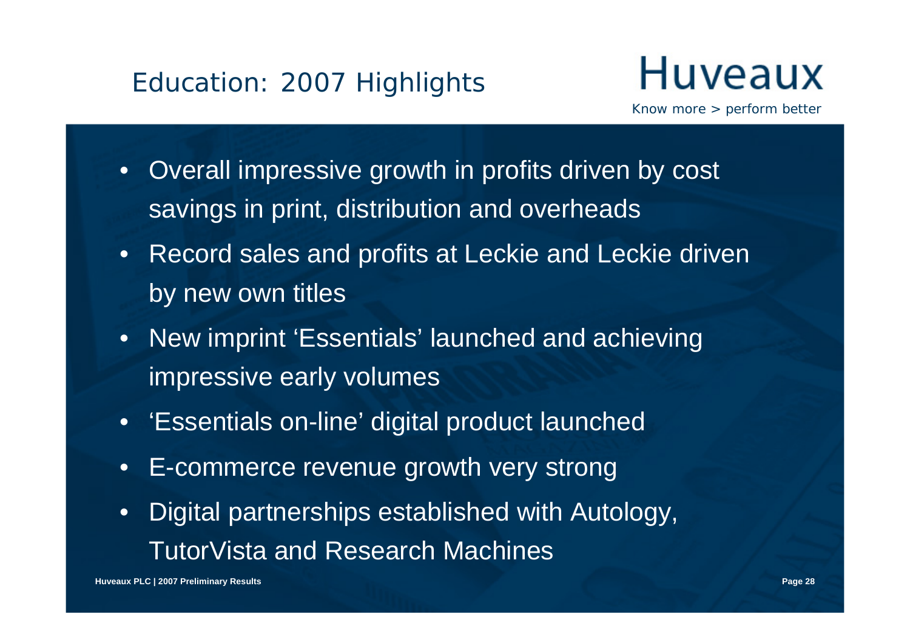# Education: 2007 Highlights

Huveaux

*Know more > perform better*

- Overall impressive growth in profits driven by cost savings in print, distribution and overheads
- Record sales and profits at Leckie and Leckie driven by new own titles
- New imprint 'Essentials' launched and achieving impressive early volumes
- 'Essentials on-line' digital product launched
- E-commerce revenue growth very strong
- Digital partnerships established with Autology, TutorVista and Research Machines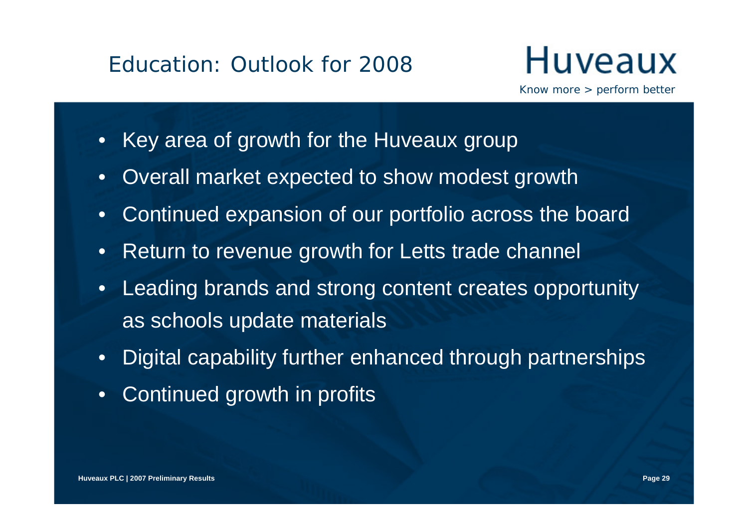# Education: Outlook for 2008

Huveaux

*Know more > perform better*

- Key area of growth for the Huveaux group
- Overall market expected to show modest growth
- Continued expansion of our portfolio across the board
- Return to revenue growth for Letts trade channel
- Leading brands and strong content creates opportunity as schools update materials
- Digital capability further enhanced through partnerships
- Continued growth in profits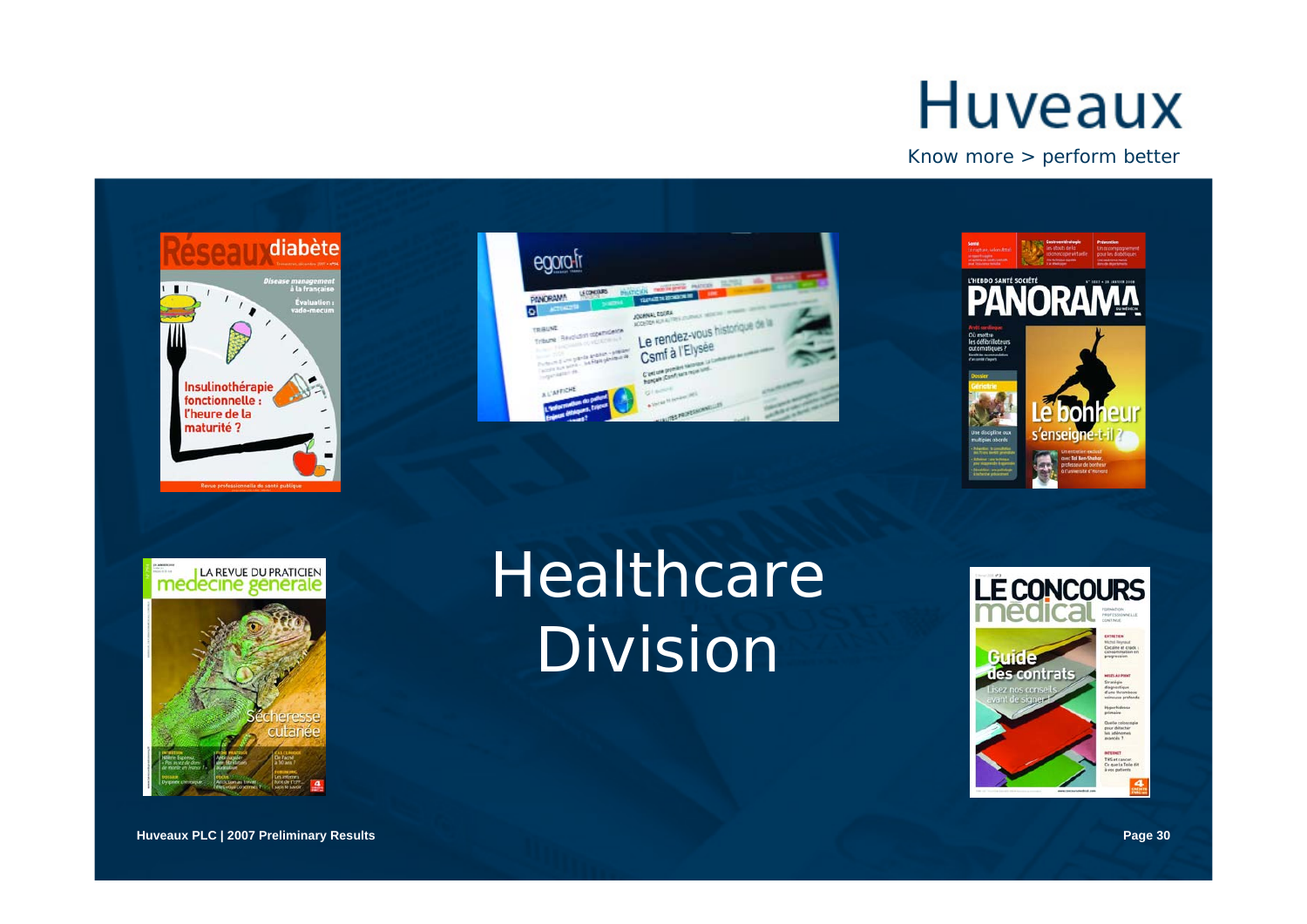# Huveaux

Know more > perform better

# Healthcare Division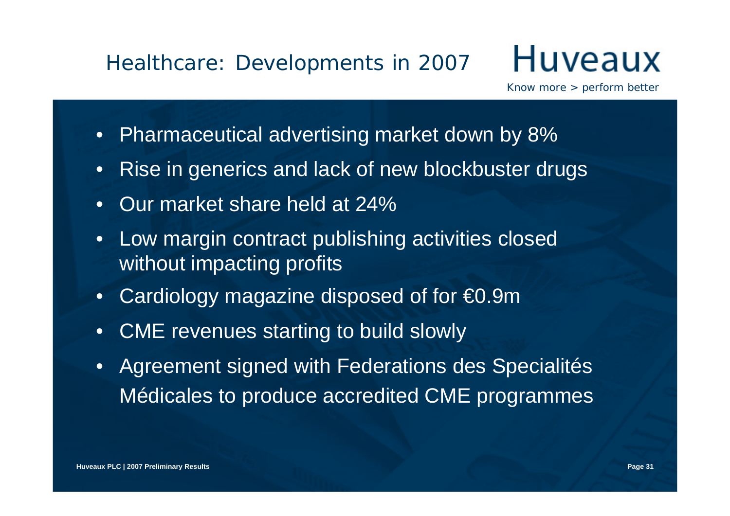# Healthcare: Developments in 2007

Huveaux

*Know more > perform better*

- Pharmaceutical advertising market down by 8%
- Rise in generics and lack of new blockbuster drugs
- Our market share held at 24%
- Low margin contract publishing activities closed without impacting profits
- Cardiology magazine disposed of for €0.9m
- CME revenues starting to build slowly
- Agreement signed with Federations des Specialités Médicales to produce accredited CME programmes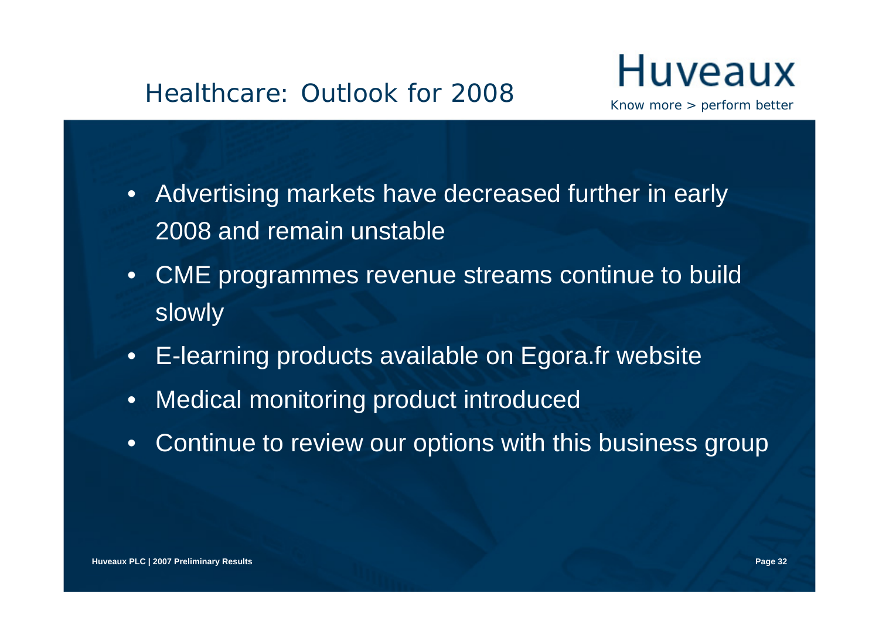# Healthcare: Outlook for 2008

Huveaux

*Know more > perform better*

- Advertising markets have decreased further in early 2008 and remain unstable
- CME programmes revenue streams continue to build slowly
- E-learning products available on Egora.fr website
- Medical monitoring product introduced
- Continue to review our options with this business group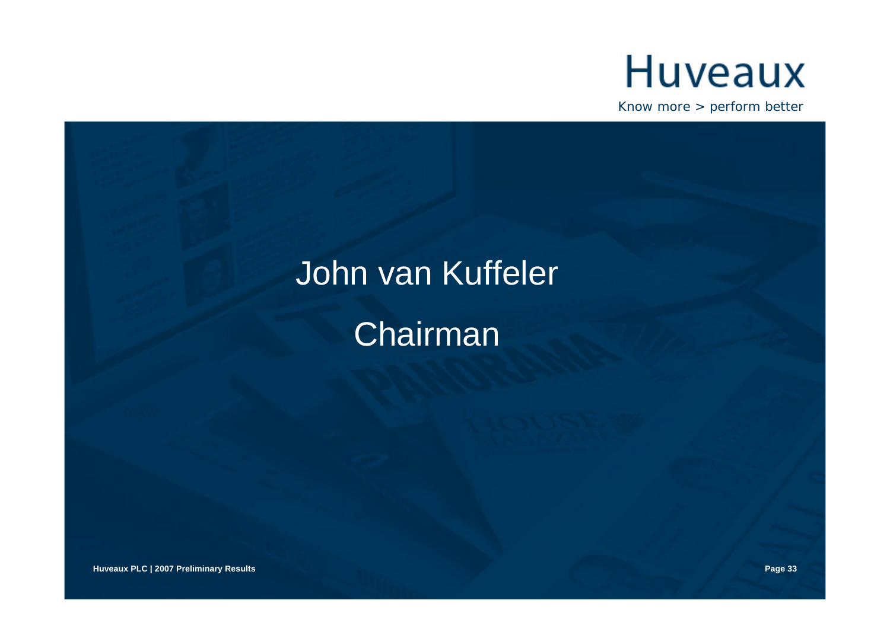Huveaux

Know more > perform better

# John van Kuffeler

## Chairman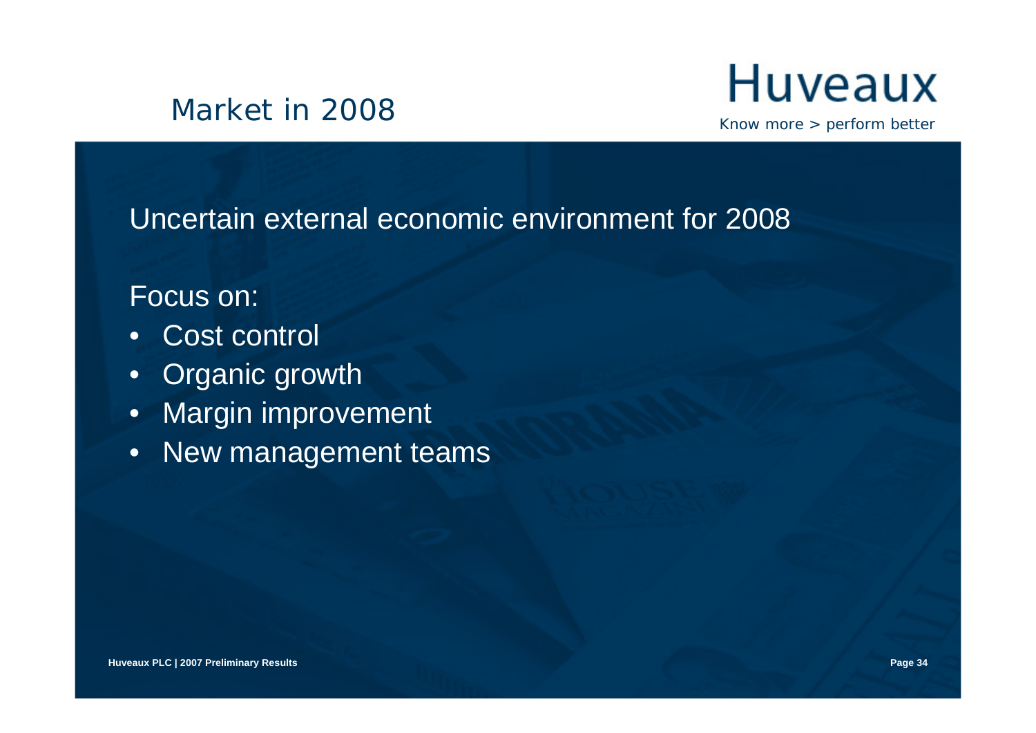# Market in 2008

Uncertain external economic environment for 2008

Focus on:

- Cost control
- Organic growth
- Margin improvement
- New management teams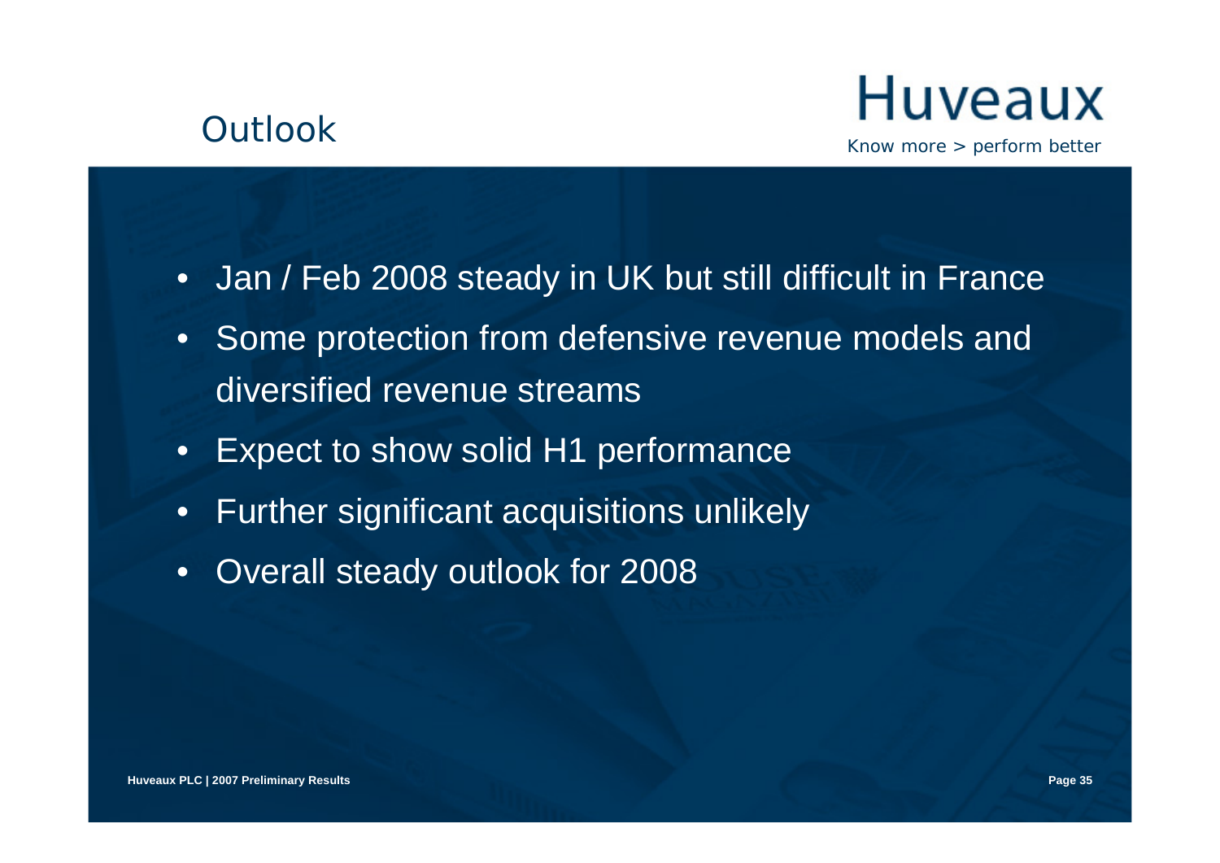# Outlook

Huveaux

*Know more > perform better*

- Jan / Feb 2008 steady in UK but still difficult in France
- Some protection from defensive revenue models and diversified revenue streams
- Expect to show solid H1 performance
- Further significant acquisitions unlikely
- Overall steady outlook for 2008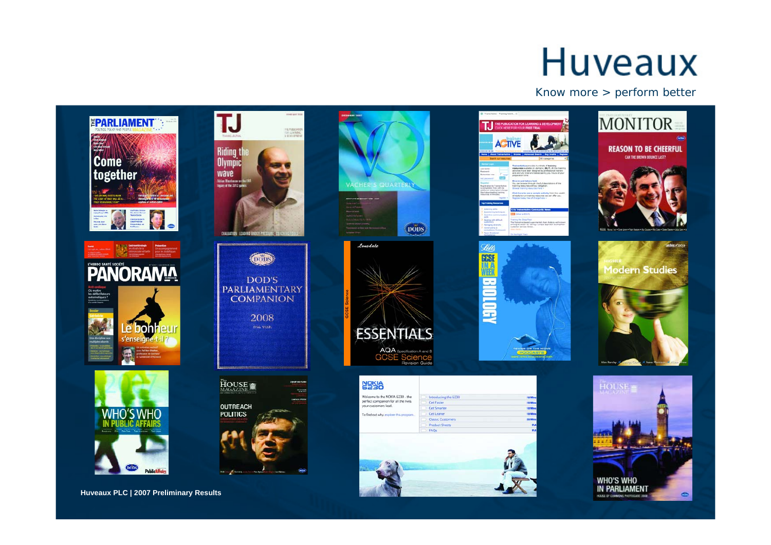# Huveaux

Know more > perform better

Huveaux PLC | 2007 Preliminary Results